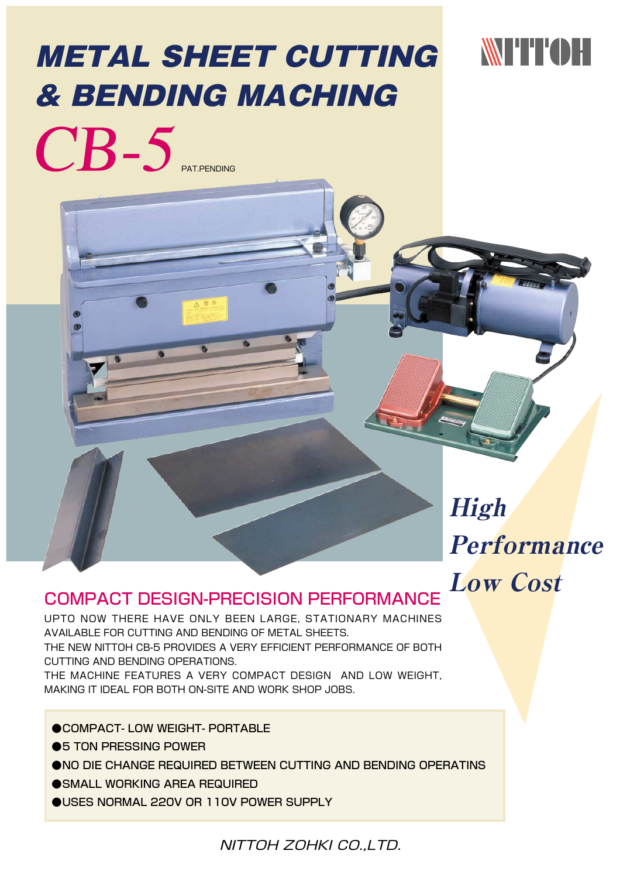NITTOH

# METAL SHEET CUTTING & BENDING MACHING

# CB-5

PAT.PENDING

*High Performance Low Cost*

## COMPACT DESIGN-PRECISION PERFORMANCE

UPTO NOW THERE HAVE ONLY BEEN LARGE, STATIONARY MACHINES AVAILABLE FOR CUTTING AND BENDING OF METAL SHEETS.
THE NEW NITTOH CB-5 PROVIDES A VERY EFFICIENT PERFORMANCE OF BOTH CUTTING AND BENDING OPERATIONS.
THE MACHINE FEATURES A VERY COMPACT DESIGN AND LOW WEIGHT, MAKING IT IDEAL FOR BOTH ON-SITE AND WORK SHOP JOBS.

- COMPACT- LOW WEIGHT- PORTABLE
- 5 TON PRESSING POWER
- NO DIE CHANGE REQUIRED BETWEEN CUTTING AND BENDING OPERATINS
- SMALL WORKING AREA REQUIRED
- USES NORMAL 220V OR 110V POWER SUPPLY

*NITTOH ZOHKI CO.,LTD.*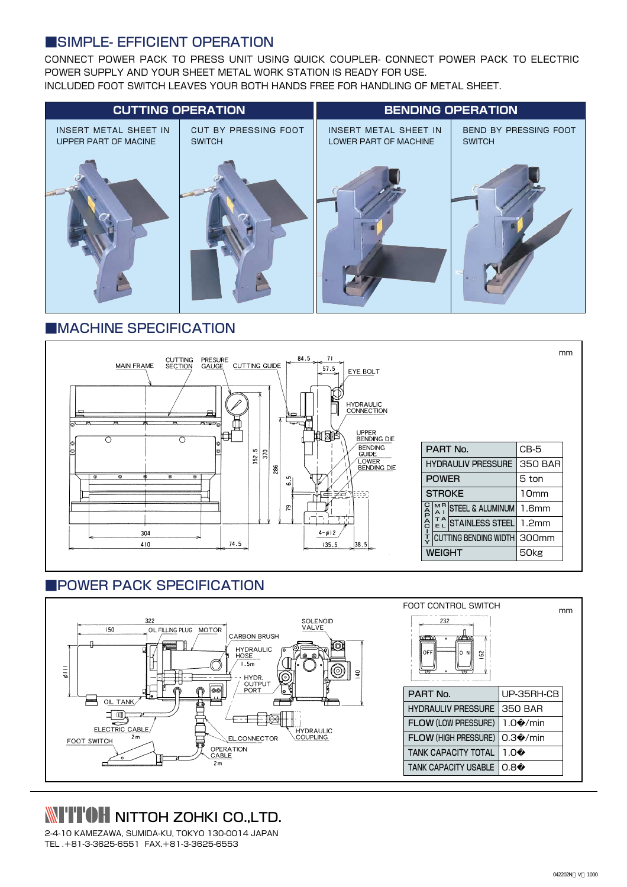## ■SIMPLE- EFFICIENT OPERATION

CONNECT POWER PACK TO PRESS UNIT USING QUICK COUPLER- CONNECT POWER PACK TO ELECTRIC POWER SUPPLY AND YOUR SHEET METAL WORK STATION IS READY FOR USE.
INCLUDED FOOT SWITCH LEAVES YOUR BOTH HANDS FREE FOR HANDLING OF METAL SHEET.

| CUTTING OPERATION | | BENDING OPERATION | |
|---|---|---|---|
| INSERT METAL SHEET IN UPPER PART OF MACINE | CUT BY PRESSING FOOT SWITCH | INSERT METAL SHEET IN LOWER PART OF MACHINE | BEND BY PRESSING FOOT SWITCH |

## ■MACHINE SPECIFICATION

MAIN FRAME
CUTTING SECTION
PRESURE GAUGE
CUTTING GUIDE
EYE BOLT
HYDRAULIC CONNECTION
UPPER BENDING DIE
BENDING GUIDE
LOWER BENDING DIE
84.5
71
57.5
352.5
370
286
6.5
79
304
410
74.5
4-φ12
135.5
38.5

mm

| | | |
|---|---|---|
| PART No. | | CB-5 |
| HYDRAULIV PRESSURE | | 350 BAR |
| POWER | | 5 ton |
| STROKE | | 10mm |
| CAPACITY | MATERIAL: STEEL & ALUMINUM | 1.6mm |
| | MATERIAL: STAINLESS STEEL | 1.2mm |
| | CUTTING BENDING WIDTH | 300mm |
| WEIGHT | | 50kg |

## ■POWER PACK SPECIFICATION

322
150
OIL FILLING PLUG
MOTOR
SOLENOID VALVE
CARBON BRUSH
HYDRAULIC HOSE
1.5m
HYDR. OUTPUT PORT
φ111
140
OIL TANK
ELECTRIC CABLE
2m
FOOT SWITCH
EL.CONNECTOR
OPERATION CABLE
2m
HYDRAULIC COUPLING

FOOT CONTROL SWITCH

232
OFF
ON
162

mm

| | |
|---|---|
| PART No. | UP-35RH-CB |
| HYDRAULIV PRESSURE | 350 BAR |
| FLOW (LOW PRESSURE) | 1.0�/min |
| FLOW (HIGH PRESSURE) | 0.3�/min |
| TANK CAPACITY TOTAL | 1.0� |
| TANK CAPACITY USABLE | 0.8� |

**NITTOH ZOHKI CO.,LTD.**

2-4-10 KAMEZAWA, SUMIDA-KU, TOKYO 130-0014 JAPAN
TEL.+81-3-3625-6551 FAX.+81-3-3625-6553